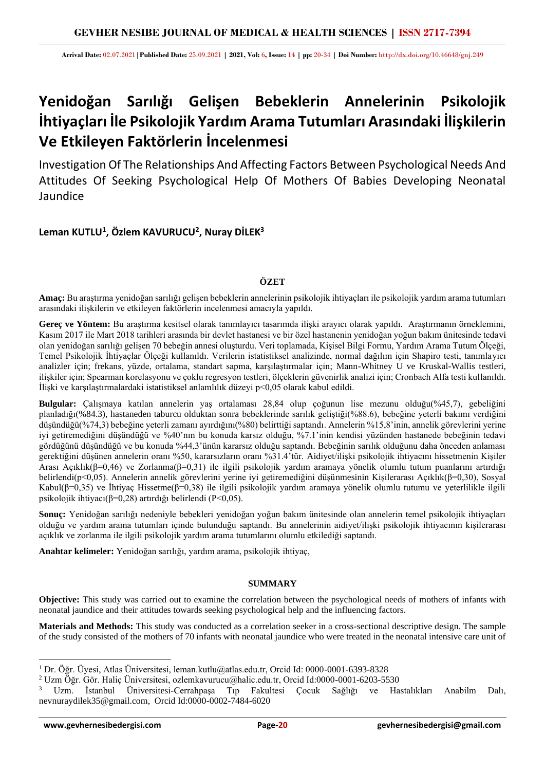# Yenidoğan Sarılığı Gelişen Bebeklerin Annelerinin Psikolojik İhtiyaçları İle Psikolojik Yardım Arama Tutumları Arasındaki İlişkilerin Ve Etkileyen Faktörlerin İncelenmesi

Investigation Of The Relationships And Affecting Factors Between Psychological Needs And Attitudes Of Seeking Psychological Help Of Mothers Of Babies Developing Neonatal Jaundice

**Leman KUTLU[1], Özlem KAVURUCU[2], Nuray DİLEK[3]**

## ÖZET

**Amaç:** Bu araştırma yenidoğan sarılığı gelişen bebeklerin annelerinin psikolojik ihtiyaçları ile psikolojik yardım arama tutumları arasındaki ilişkilerin ve etkileyen faktörlerin incelenmesi amacıyla yapıldı.

**Gereç ve Yöntem:** Bu araştırma kesitsel olarak tanımlayıcı tasarımda ilişki arayıcı olarak yapıldı. Araştırmanın örneklemini, Kasım 2017 ile Mart 2018 tarihleri arasında bir devlet hastanesi ve bir özel hastanenin yenidoğan yoğun bakım ünitesinde tedavi olan yenidoğan sarılığı gelişen 70 bebeğin annesi oluşturdu. Veri toplamada, Kişisel Bilgi Formu, Yardım Arama Tutum Ölçeği, Temel Psikolojik İhtiyaçlar Ölçeği kullanıldı. Verilerin istatistiksel analizinde, normal dağılım için Shapiro testi, tanımlayıcı analizler için; frekans, yüzde, ortalama, standart sapma, karşılaştırmalar için; Mann-Whitney U ve Kruskal-Wallis testleri, ilişkiler için; Spearman korelasyonu ve çoklu regresyon testleri, ölçeklerin güvenirlik analizi için; Cronbach Alfa testi kullanıldı. İlişki ve karşılaştırmalardaki istatistiksel anlamlılık düzeyi p<0,05 olarak kabul edildi.

**Bulgular:** Çalışmaya katılan annelerin yaş ortalaması 28,84 olup çoğunun lise mezunu olduğu(%45,7), gebeliğini planladığı(%84.3), hastaneden taburcu olduktan sonra bebeklerinde sarılık geliştiği(%88.6), bebeğine yeterli bakımı verdiğini düşündüğü(%74,3) bebeğine yeterli zamanı ayırdığını(%80) belirttiği saptandı. Annelerin %15,8'inin, annelik görevlerini yerine iyi getiremediğini düşündüğü ve %40'nın bu konuda karsız olduğu, %7.1'inin kendisi yüzünden hastanede bebeğinin tedavi gördüğünü düşündüğü ve bu konuda %44,3'ünün kararsız olduğu saptandı. Bebeğinin sarılık olduğunu daha önceden anlaması gerektiğini düşünen annelerin oranı %50, kararsızların oranı %31.4'tür. Aidiyet/ilişki psikolojik ihtiyacını hissetmenin Kişiler Arası Açıklık(β=0,46) ve Zorlanma(β=0,31) ile ilgili psikolojik yardım aramaya yönelik olumlu tutum puanlarını artırdığı belirlendi(p<0,05). Annelerin annelik görevlerini yerine iyi getiremediğini düşünmesinin Kişilerarası Açıklık(β=0,30), Sosyal Kabul(β=0,35) ve İhtiyaç Hissetme(β=0,38) ile ilgili psikolojik yardım aramaya yönelik olumlu tutumu ve yeterlilikle ilgili psikolojik ihtiyacı(β=0,28) artırdığı belirlendi (P<0,05).

**Sonuç:** Yenidoğan sarılığı nedeniyle bebekleri yenidoğan yoğun bakım ünitesinde olan annelerin temel psikolojik ihtiyaçları olduğu ve yardım arama tutumları içinde bulunduğu saptandı. Bu annelerinin aidiyet/ilişki psikolojik ihtiyacının kişilerarası açıklık ve zorlanma ile ilgili psikolojik yardım arama tutumlarını olumlu etkilediği saptandı.

**Anahtar kelimeler:** Yenidoğan sarılığı, yardım arama, psikolojik ihtiyaç,

## SUMMARY

**Objective:** This study was carried out to examine the correlation between the psychological needs of mothers of infants with neonatal jaundice and their attitudes towards seeking psychological help and the influencing factors.

**Materials and Methods:** This study was conducted as a correlation seeker in a cross-sectional descriptive design. The sample of the study consisted of the mothers of 70 infants with neonatal jaundice who were treated in the neonatal intensive care unit of

---

[1] Dr. Öğr. Üyesi, Atlas Üniversitesi, leman.kutlu@atlas.edu.tr, Orcid Id: 0000-0001-6393-8328

[2] Uzm Öğr. Gör. Haliç Üniversitesi, ozlemkavurucu@halic.edu.tr, Orcid Id:0000-0001-6203-5530

[3] Uzm. İstanbul Üniversitesi-Cerrahpaşa Tıp Fakultesi Çocuk Sağlığı ve Hastalıkları Anabilm Dalı, nevnuraydilek35@gmail.com, Orcid Id:0000-0002-7484-6020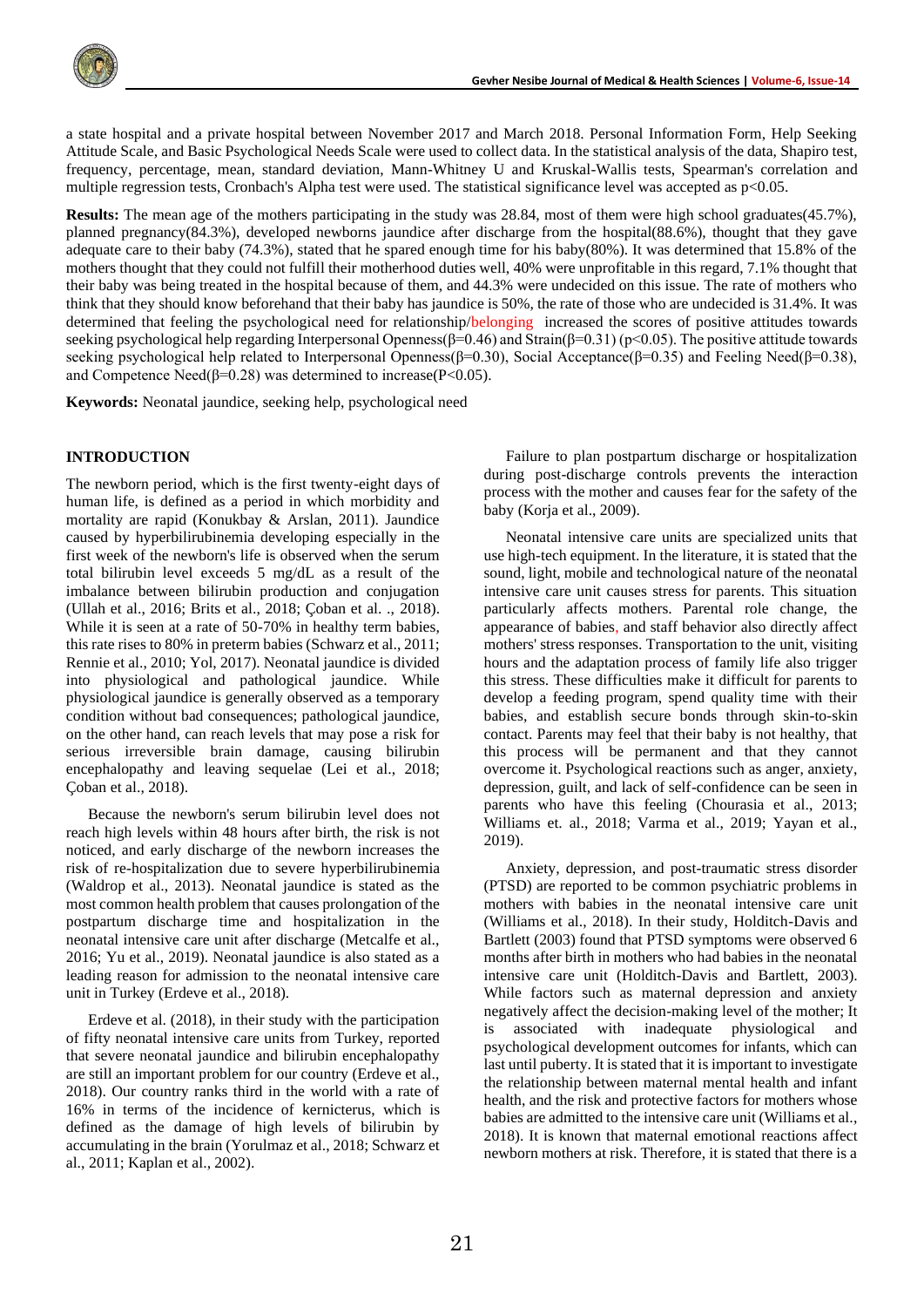a state hospital and a private hospital between November 2017 and March 2018. Personal Information Form, Help Seeking Attitude Scale, and Basic Psychological Needs Scale were used to collect data. In the statistical analysis of the data, Shapiro test, frequency, percentage, mean, standard deviation, Mann-Whitney U and Kruskal-Wallis tests, Spearman's correlation and multiple regression tests, Cronbach's Alpha test were used. The statistical significance level was accepted as $p<0.05$.

**Results:** The mean age of the mothers participating in the study was 28.84, most of them were high school graduates(45.7%), planned pregnancy(84.3%), developed newborns jaundice after discharge from the hospital(88.6%), thought that they gave adequate care to their baby (74.3%), stated that he spared enough time for his baby(80%). It was determined that 15.8% of the mothers thought that they could not fulfill their motherhood duties well, 40% were unprofitable in this regard, 7.1% thought that their baby was being treated in the hospital because of them, and 44.3% were undecided on this issue. The rate of mothers who think that they should know beforehand that their baby has jaundice is 50%, the rate of those who are undecided is 31.4%. It was determined that feeling the psychological need for relationship/belonging increased the scores of positive attitudes towards seeking psychological help regarding Interpersonal Openness($\beta$=0.46) and Strain($\beta$=0.31) ($p<0.05$). The positive attitude towards seeking psychological help related to Interpersonal Openness($\beta$=0.30), Social Acceptance($\beta$=0.35) and Feeling Need($\beta$=0.38), and Competence Need($\beta$=0.28) was determined to increase($P<0.05$).

**Keywords:** Neonatal jaundice, seeking help, psychological need

## INTRODUCTION

The newborn period, which is the first twenty-eight days of human life, is defined as a period in which morbidity and mortality are rapid (Konukbay & Arslan, 2011). Jaundice caused by hyperbilirubinemia developing especially in the first week of the newborn's life is observed when the serum total bilirubin level exceeds 5 mg/dL as a result of the imbalance between bilirubin production and conjugation (Ullah et al., 2016; Brits et al., 2018; Çoban et al. ., 2018). While it is seen at a rate of 50-70% in healthy term babies, this rate rises to 80% in preterm babies (Schwarz et al., 2011; Rennie et al., 2010; Yol, 2017). Neonatal jaundice is divided into physiological and pathological jaundice. While physiological jaundice is generally observed as a temporary condition without bad consequences; pathological jaundice, on the other hand, can reach levels that may pose a risk for serious irreversible brain damage, causing bilirubin encephalopathy and leaving sequelae (Lei et al., 2018; Çoban et al., 2018).

Because the newborn's serum bilirubin level does not reach high levels within 48 hours after birth, the risk is not noticed, and early discharge of the newborn increases the risk of re-hospitalization due to severe hyperbilirubinemia (Waldrop et al., 2013). Neonatal jaundice is stated as the most common health problem that causes prolongation of the postpartum discharge time and hospitalization in the neonatal intensive care unit after discharge (Metcalfe et al., 2016; Yu et al., 2019). Neonatal jaundice is also stated as a leading reason for admission to the neonatal intensive care unit in Turkey (Erdeve et al., 2018).

Erdeve et al. (2018), in their study with the participation of fifty neonatal intensive care units from Turkey, reported that severe neonatal jaundice and bilirubin encephalopathy are still an important problem for our country (Erdeve et al., 2018). Our country ranks third in the world with a rate of 16% in terms of the incidence of kernicterus, which is defined as the damage of high levels of bilirubin by accumulating in the brain (Yorulmaz et al., 2018; Schwarz et al., 2011; Kaplan et al., 2002).

Failure to plan postpartum discharge or hospitalization during post-discharge controls prevents the interaction process with the mother and causes fear for the safety of the baby (Korja et al., 2009).

Neonatal intensive care units are specialized units that use high-tech equipment. In the literature, it is stated that the sound, light, mobile and technological nature of the neonatal intensive care unit causes stress for parents. This situation particularly affects mothers. Parental role change, the appearance of babies, and staff behavior also directly affect mothers' stress responses. Transportation to the unit, visiting hours and the adaptation process of family life also trigger this stress. These difficulties make it difficult for parents to develop a feeding program, spend quality time with their babies, and establish secure bonds through skin-to-skin contact. Parents may feel that their baby is not healthy, that this process will be permanent and that they cannot overcome it. Psychological reactions such as anger, anxiety, depression, guilt, and lack of self-confidence can be seen in parents who have this feeling (Chourasia et al., 2013; Williams et. al., 2018; Varma et al., 2019; Yayan et al., 2019).

Anxiety, depression, and post-traumatic stress disorder (PTSD) are reported to be common psychiatric problems in mothers with babies in the neonatal intensive care unit (Williams et al., 2018). In their study, Holditch-Davis and Bartlett (2003) found that PTSD symptoms were observed 6 months after birth in mothers who had babies in the neonatal intensive care unit (Holditch-Davis and Bartlett, 2003). While factors such as maternal depression and anxiety negatively affect the decision-making level of the mother; It is associated with inadequate physiological and psychological development outcomes for infants, which can last until puberty. It is stated that it is important to investigate the relationship between maternal mental health and infant health, and the risk and protective factors for mothers whose babies are admitted to the intensive care unit (Williams et al., 2018). It is known that maternal emotional reactions affect newborn mothers at risk. Therefore, it is stated that there is a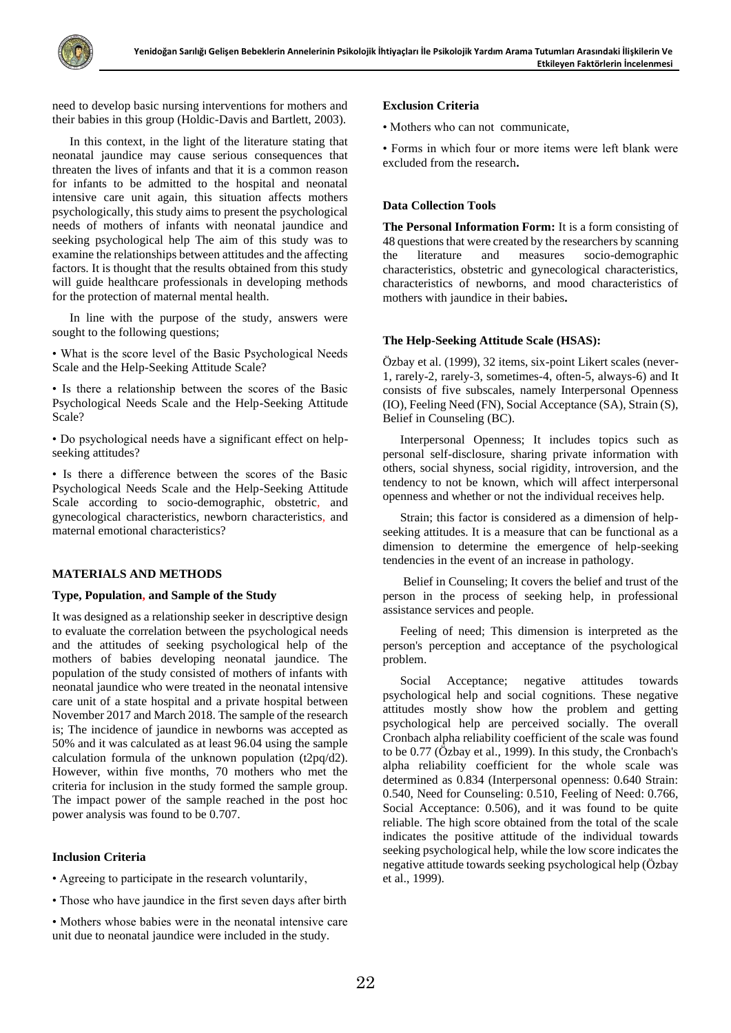need to develop basic nursing interventions for mothers and their babies in this group (Holdic-Davis and Bartlett, 2003).

In this context, in the light of the literature stating that neonatal jaundice may cause serious consequences that threaten the lives of infants and that it is a common reason for infants to be admitted to the hospital and neonatal intensive care unit again, this situation affects mothers psychologically, this study aims to present the psychological needs of mothers of infants with neonatal jaundice and seeking psychological help The aim of this study was to examine the relationships between attitudes and the affecting factors. It is thought that the results obtained from this study will guide healthcare professionals in developing methods for the protection of maternal mental health.

In line with the purpose of the study, answers were sought to the following questions;

• What is the score level of the Basic Psychological Needs Scale and the Help-Seeking Attitude Scale?

• Is there a relationship between the scores of the Basic Psychological Needs Scale and the Help-Seeking Attitude Scale?

• Do psychological needs have a significant effect on help-seeking attitudes?

• Is there a difference between the scores of the Basic Psychological Needs Scale and the Help-Seeking Attitude Scale according to socio-demographic, obstetric, and gynecological characteristics, newborn characteristics, and maternal emotional characteristics?

## MATERIALS AND METHODS

### Type, Population, and Sample of the Study

It was designed as a relationship seeker in descriptive design to evaluate the correlation between the psychological needs and the attitudes of seeking psychological help of the mothers of babies developing neonatal jaundice. The population of the study consisted of mothers of infants with neonatal jaundice who were treated in the neonatal intensive care unit of a state hospital and a private hospital between November 2017 and March 2018. The sample of the research is; The incidence of jaundice in newborns was accepted as 50% and it was calculated as at least 96.04 using the sample calculation formula of the unknown population (t2pq/d2). However, within five months, 70 mothers who met the criteria for inclusion in the study formed the sample group. The impact power of the sample reached in the post hoc power analysis was found to be 0.707.

### Inclusion Criteria

• Agreeing to participate in the research voluntarily,

• Those who have jaundice in the first seven days after birth

• Mothers whose babies were in the neonatal intensive care unit due to neonatal jaundice were included in the study.

### Exclusion Criteria

• Mothers who can not communicate,

• Forms in which four or more items were left blank were excluded from the research**.**

### Data Collection Tools

**The Personal Information Form:** It is a form consisting of 48 questions that were created by the researchers by scanning the literature and measures socio-demographic characteristics, obstetric and gynecological characteristics, characteristics of newborns, and mood characteristics of mothers with jaundice in their babies**.**

### The Help-Seeking Attitude Scale (HSAS):

Özbay et al. (1999), 32 items, six-point Likert scales (never-1, rarely-2, rarely-3, sometimes-4, often-5, always-6) and It consists of five subscales, namely Interpersonal Openness (IO), Feeling Need (FN), Social Acceptance (SA), Strain (S), Belief in Counseling (BC).

Interpersonal Openness; It includes topics such as personal self-disclosure, sharing private information with others, social shyness, social rigidity, introversion, and the tendency to not be known, which will affect interpersonal openness and whether or not the individual receives help.

Strain; this factor is considered as a dimension of help-seeking attitudes. It is a measure that can be functional as a dimension to determine the emergence of help-seeking tendencies in the event of an increase in pathology.

Belief in Counseling; It covers the belief and trust of the person in the process of seeking help, in professional assistance services and people.

Feeling of need; This dimension is interpreted as the person's perception and acceptance of the psychological problem.

Social Acceptance; negative attitudes towards psychological help and social cognitions. These negative attitudes mostly show how the problem and getting psychological help are perceived socially. The overall Cronbach alpha reliability coefficient of the scale was found to be 0.77 (Özbay et al., 1999). In this study, the Cronbach's alpha reliability coefficient for the whole scale was determined as 0.834 (Interpersonal openness: 0.640 Strain: 0.540, Need for Counseling: 0.510, Feeling of Need: 0.766, Social Acceptance: 0.506), and it was found to be quite reliable. The high score obtained from the total of the scale indicates the positive attitude of the individual towards seeking psychological help, while the low score indicates the negative attitude towards seeking psychological help (Özbay et al., 1999).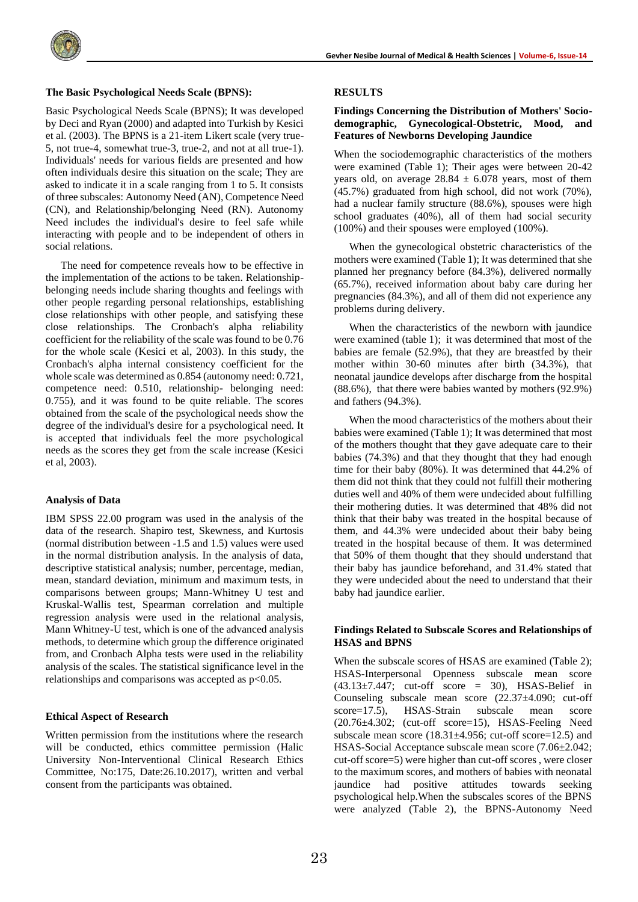**The Basic Psychological Needs Scale (BPNS):**

Basic Psychological Needs Scale (BPNS); It was developed by Deci and Ryan (2000) and adapted into Turkish by Kesici et al. (2003). The BPNS is a 21-item Likert scale (very true-5, not true-4, somewhat true-3, true-2, and not at all true-1). Individuals' needs for various fields are presented and how often individuals desire this situation on the scale; They are asked to indicate it in a scale ranging from 1 to 5. It consists of three subscales: Autonomy Need (AN), Competence Need (CN), and Relationship/belonging Need (RN). Autonomy Need includes the individual's desire to feel safe while interacting with people and to be independent of others in social relations.

The need for competence reveals how to be effective in the implementation of the actions to be taken. Relationship-belonging needs include sharing thoughts and feelings with other people regarding personal relationships, establishing close relationships with other people, and satisfying these close relationships. The Cronbach's alpha reliability coefficient for the reliability of the scale was found to be 0.76 for the whole scale (Kesici et al, 2003). In this study, the Cronbach's alpha internal consistency coefficient for the whole scale was determined as 0.854 (autonomy need: 0.721, competence need: 0.510, relationship- belonging need: 0.755), and it was found to be quite reliable. The scores obtained from the scale of the psychological needs show the degree of the individual's desire for a psychological need. It is accepted that individuals feel the more psychological needs as the scores they get from the scale increase (Kesici et al, 2003).

**Analysis of Data**

IBM SPSS 22.00 program was used in the analysis of the data of the research. Shapiro test, Skewness, and Kurtosis (normal distribution between -1.5 and 1.5) values were used in the normal distribution analysis. In the analysis of data, descriptive statistical analysis; number, percentage, median, mean, standard deviation, minimum and maximum tests, in comparisons between groups; Mann-Whitney U test and Kruskal-Wallis test, Spearman correlation and multiple regression analysis were used in the relational analysis, Mann Whitney-U test, which is one of the advanced analysis methods, to determine which group the difference originated from, and Cronbach Alpha tests were used in the reliability analysis of the scales. The statistical significance level in the relationships and comparisons was accepted as $p<0.05$.

**Ethical Aspect of Research**

Written permission from the institutions where the research will be conducted, ethics committee permission (Halic University Non-Interventional Clinical Research Ethics Committee, No:175, Date:26.10.2017), written and verbal consent from the participants was obtained.

## RESULTS

**Findings Concerning the Distribution of Mothers' Socio-demographic, Gynecological-Obstetric, Mood, and Features of Newborns Developing Jaundice**

When the sociodemographic characteristics of the mothers were examined (Table 1); Their ages were between 20-42 years old, on average $28.84 \pm 6.078$ years, most of them (45.7%) graduated from high school, did not work (70%), had a nuclear family structure (88.6%), spouses were high school graduates (40%), all of them had social security (100%) and their spouses were employed (100%).

When the gynecological obstetric characteristics of the mothers were examined (Table 1); It was determined that she planned her pregnancy before (84.3%), delivered normally (65.7%), received information about baby care during her pregnancies (84.3%), and all of them did not experience any problems during delivery.

When the characteristics of the newborn with jaundice were examined (table 1); it was determined that most of the babies are female (52.9%), that they are breastfed by their mother within 30-60 minutes after birth (34.3%), that neonatal jaundice develops after discharge from the hospital (88.6%), that there were babies wanted by mothers (92.9%) and fathers (94.3%).

When the mood characteristics of the mothers about their babies were examined (Table 1); It was determined that most of the mothers thought that they gave adequate care to their babies (74.3%) and that they thought that they had enough time for their baby (80%). It was determined that 44.2% of them did not think that they could not fulfill their mothering duties well and 40% of them were undecided about fulfilling their mothering duties. It was determined that 48% did not think that their baby was treated in the hospital because of them, and 44.3% were undecided about their baby being treated in the hospital because of them. It was determined that 50% of them thought that they should understand that their baby has jaundice beforehand, and 31.4% stated that they were undecided about the need to understand that their baby had jaundice earlier.

**Findings Related to Subscale Scores and Relationships of HSAS and BPNS**

When the subscale scores of HSAS are examined (Table 2); HSAS-Interpersonal Openness subscale mean score ($43.13\pm7.447$; cut-off score = 30), HSAS-Belief in Counseling subscale mean score ($22.37\pm4.090$; cut-off score=17.5), HSAS-Strain subscale mean score ($20.76\pm4.302$; (cut-off score=15), HSAS-Feeling Need subscale mean score ($18.31\pm4.956$; cut-off score=12.5) and HSAS-Social Acceptance subscale mean score ($7.06\pm2.042$; cut-off score=5) were higher than cut-off scores , were closer to the maximum scores, and mothers of babies with neonatal jaundice had positive attitudes towards seeking psychological help.When the subscales scores of the BPNS were analyzed (Table 2), the BPNS-Autonomy Need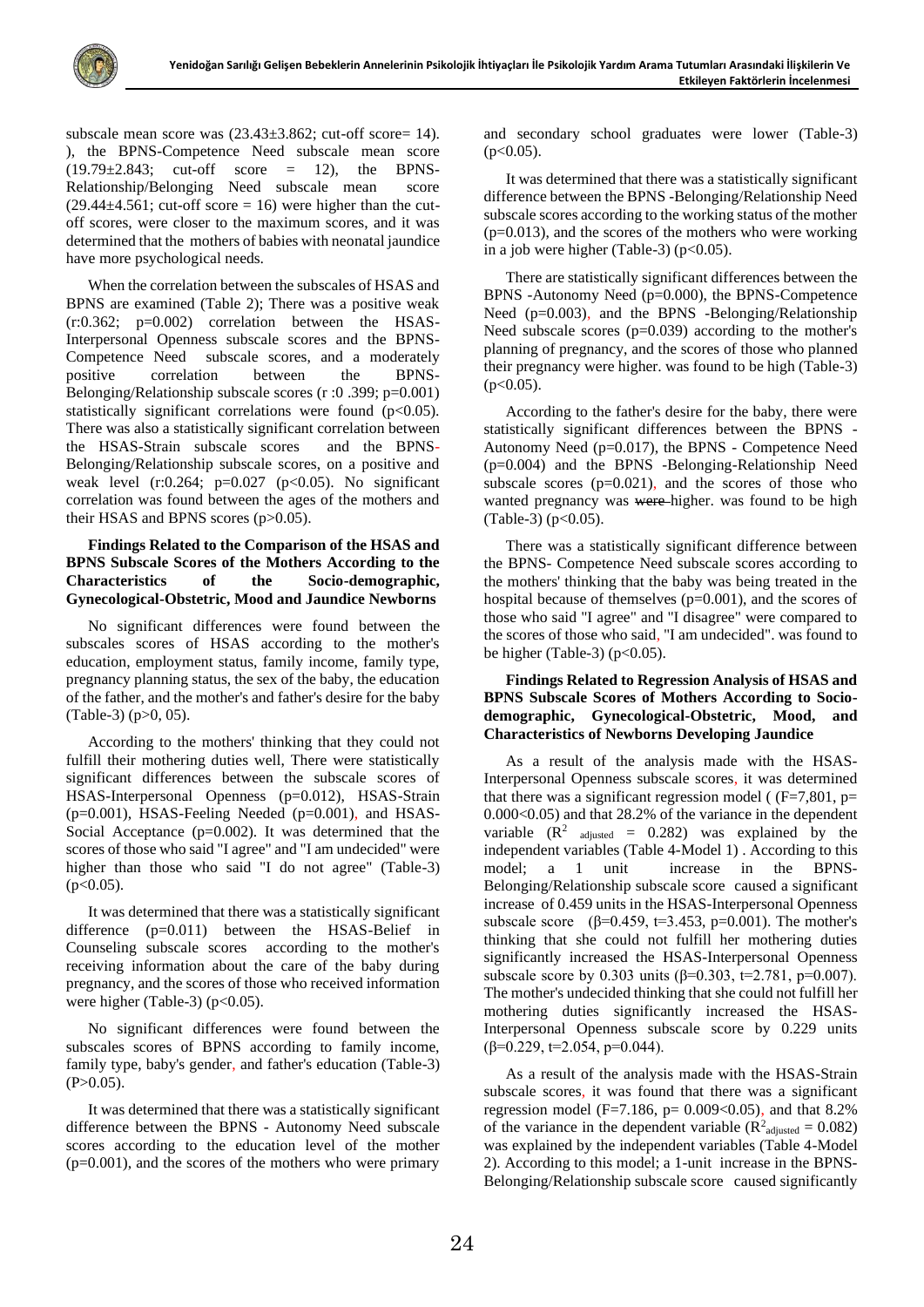subscale mean score was (23.43±3.862; cut-off score= 14). ), the BPNS-Competence Need subscale mean score (19.79±2.843; cut-off score = 12), the BPNS-Relationship/Belonging Need subscale mean score (29.44±4.561; cut-off score = 16) were higher than the cut-off scores, were closer to the maximum scores, and it was determined that the mothers of babies with neonatal jaundice have more psychological needs.

When the correlation between the subscales of HSAS and BPNS are examined (Table 2); There was a positive weak (r:0.362; p=0.002) correlation between the HSAS-Interpersonal Openness subscale scores and the BPNS-Competence Need subscale scores, and a moderately positive correlation between the BPNS-Belonging/Relationship subscale scores (r :0 .399; p=0.001) statistically significant correlations were found (p<0.05). There was also a statistically significant correlation between the HSAS-Strain subscale scores and the BPNS-Belonging/Relationship subscale scores, on a positive and weak level (r:0.264; p=0.027 (p<0.05). No significant correlation was found between the ages of the mothers and their HSAS and BPNS scores (p>0.05).

**Findings Related to the Comparison of the HSAS and BPNS Subscale Scores of the Mothers According to the Characteristics of the Socio-demographic, Gynecological-Obstetric, Mood and Jaundice Newborns**

No significant differences were found between the subscales scores of HSAS according to the mother's education, employment status, family income, family type, pregnancy planning status, the sex of the baby, the education of the father, and the mother's and father's desire for the baby (Table-3) (p>0, 05).

According to the mothers' thinking that they could not fulfill their mothering duties well, There were statistically significant differences between the subscale scores of HSAS-Interpersonal Openness (p=0.012), HSAS-Strain (p=0.001), HSAS-Feeling Needed (p=0.001), and HSAS-Social Acceptance (p=0.002). It was determined that the scores of those who said "I agree" and "I am undecided" were higher than those who said "I do not agree" (Table-3) (p<0.05).

It was determined that there was a statistically significant difference (p=0.011) between the HSAS-Belief in Counseling subscale scores according to the mother's receiving information about the care of the baby during pregnancy, and the scores of those who received information were higher (Table-3) (p<0.05).

No significant differences were found between the subscales scores of BPNS according to family income, family type, baby's gender, and father's education (Table-3) (P>0.05).

It was determined that there was a statistically significant difference between the BPNS - Autonomy Need subscale scores according to the education level of the mother (p=0.001), and the scores of the mothers who were primary and secondary school graduates were lower (Table-3) (p<0.05).

It was determined that there was a statistically significant difference between the BPNS -Belonging/Relationship Need subscale scores according to the working status of the mother (p=0.013), and the scores of the mothers who were working in a job were higher (Table-3) (p<0.05).

There are statistically significant differences between the BPNS -Autonomy Need (p=0.000), the BPNS-Competence Need (p=0.003), and the BPNS -Belonging/Relationship Need subscale scores (p=0.039) according to the mother's planning of pregnancy, and the scores of those who planned their pregnancy were higher. was found to be high (Table-3) (p<0.05).

According to the father's desire for the baby, there were statistically significant differences between the BPNS - Autonomy Need (p=0.017), the BPNS - Competence Need (p=0.004) and the BPNS -Belonging-Relationship Need subscale scores (p=0.021), and the scores of those who wanted pregnancy was ~~were~~ higher. was found to be high (Table-3) (p<0.05).

There was a statistically significant difference between the BPNS- Competence Need subscale scores according to the mothers' thinking that the baby was being treated in the hospital because of themselves (p=0.001), and the scores of those who said "I agreе" and "I disagree" were compared to the scores of those who said, "I am undecided". was found to be higher (Table-3) (p<0.05).

**Findings Related to Regression Analysis of HSAS and BPNS Subscale Scores of Mothers According to Socio-demographic, Gynecological-Obstetric, Mood, and Characteristics of Newborns Developing Jaundice**

As a result of the analysis made with the HSAS-Interpersonal Openness subscale scores, it was determined that there was a significant regression model ( (F=7,801, p= 0.000<0.05) and that 28.2% of the variance in the dependent variable ($R^2_{adjusted} = 0.282$) was explained by the independent variables (Table 4-Model 1) . According to this model; a 1 unit increase in the BPNS-Belonging/Relationship subscale score caused a significant increase of 0.459 units in the HSAS-Interpersonal Openness subscale score (β=0.459, t=3.453, p=0.001). The mother's thinking that she could not fulfill her mothering duties significantly increased the HSAS-Interpersonal Openness subscale score by 0.303 units (β=0.303, t=2.781, p=0.007). The mother's undecided thinking that she could not fulfill her mothering duties significantly increased the HSAS-Interpersonal Openness subscale score by 0.229 units (β=0.229, t=2.054, p=0.044).

As a result of the analysis made with the HSAS-Strain subscale scores, it was found that there was a significant regression model (F=7.186, p= 0.009<0.05), and that 8.2% of the variance in the dependent variable ($R^2_{adjusted} = 0.082$) was explained by the independent variables (Table 4-Model 2). According to this model; a 1-unit increase in the BPNS-Belonging/Relationship subscale score caused significantly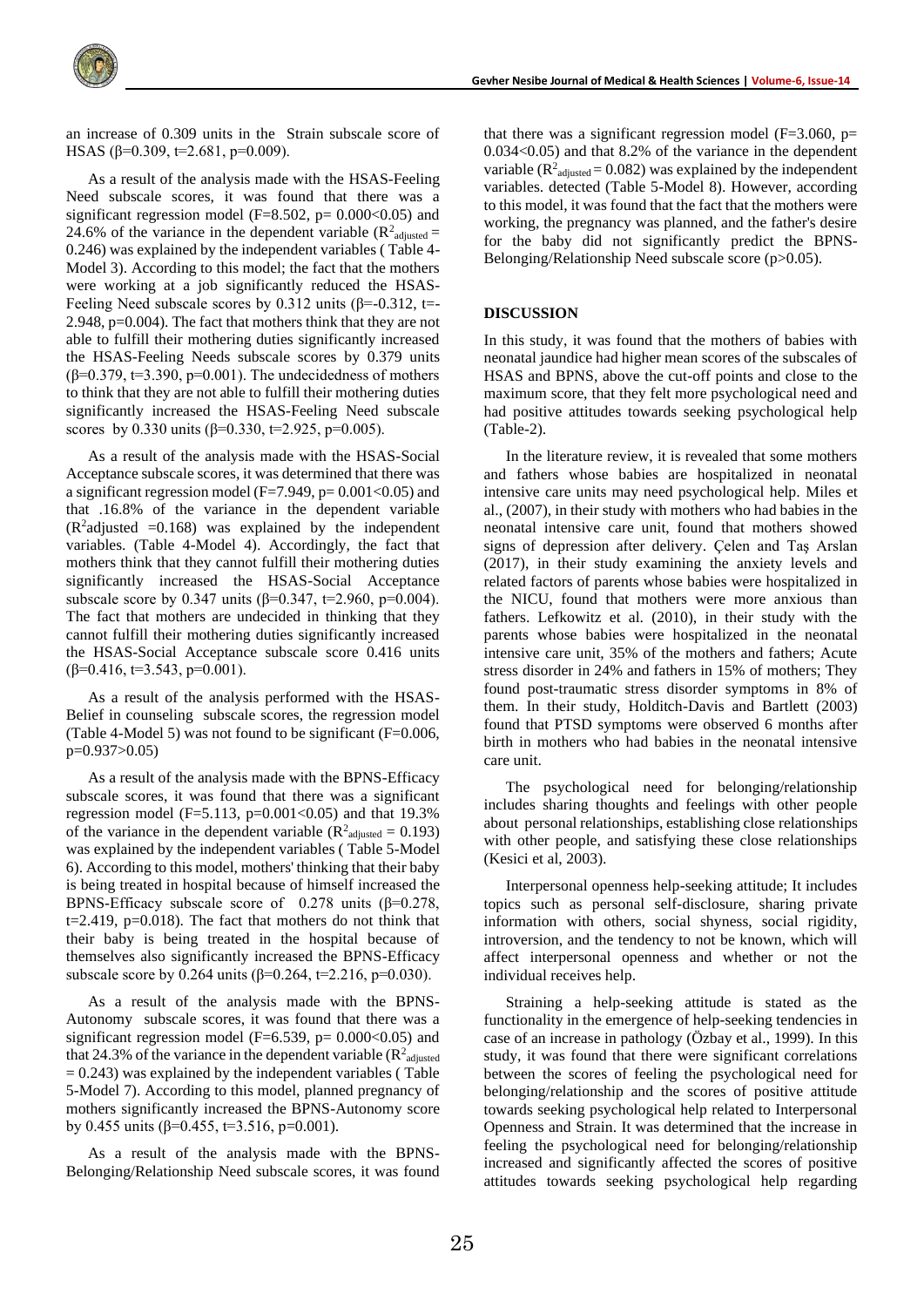an increase of 0.309 units in the Strain subscale score of HSAS (β=0.309, t=2.681, p=0.009).

As a result of the analysis made with the HSAS-Feeling Need subscale scores, it was found that there was a significant regression model (F=8.502, p= 0.000<0.05) and 24.6% of the variance in the dependent variable ($R^2_{adjusted}$ = 0.246) was explained by the independent variables ( Table 4-Model 3). According to this model; the fact that the mothers were working at a job significantly reduced the HSAS-Feeling Need subscale scores by 0.312 units (β=-0.312, t=-2.948, p=0.004). The fact that mothers think that they are not able to fulfill their mothering duties significantly increased the HSAS-Feeling Needs subscale scores by 0.379 units (β=0.379, t=3.390, p=0.001). The undecidedness of mothers to think that they are not able to fulfill their mothering duties significantly increased the HSAS-Feeling Need subscale scores by 0.330 units (β=0.330, t=2.925, p=0.005).

As a result of the analysis made with the HSAS-Social Acceptance subscale scores, it was determined that there was a significant regression model (F=7.949, p= 0.001<0.05) and that .16.8% of the variance in the dependent variable ($R^2$adjusted =0.168) was explained by the independent variables. (Table 4-Model 4). Accordingly, the fact that mothers think that they cannot fulfill their mothering duties significantly increased the HSAS-Social Acceptance subscale score by 0.347 units (β=0.347, t=2.960, p=0.004). The fact that mothers are undecided in thinking that they cannot fulfill their mothering duties significantly increased the HSAS-Social Acceptance subscale score 0.416 units (β=0.416, t=3.543, p=0.001).

As a result of the analysis performed with the HSAS-Belief in counseling subscale scores, the regression model (Table 4-Model 5) was not found to be significant (F=0.006, p=0.937>0.05)

As a result of the analysis made with the BPNS-Efficacy subscale scores, it was found that there was a significant regression model (F=5.113, p=0.001<0.05) and that 19.3% of the variance in the dependent variable ($R^2_{adjusted}$ = 0.193) was explained by the independent variables ( Table 5-Model 6). According to this model, mothers' thinking that their baby is being treated in hospital because of himself increased the BPNS-Efficacy subscale score of 0.278 units (β=0.278, t=2.419, p=0.018). The fact that mothers do not think that their baby is being treated in the hospital because of themselves also significantly increased the BPNS-Efficacy subscale score by 0.264 units (β=0.264, t=2.216, p=0.030).

As a result of the analysis made with the BPNS-Autonomy subscale scores, it was found that there was a significant regression model (F=6.539, p= 0.000<0.05) and that 24.3% of the variance in the dependent variable ($R^2_{adjusted}$ = 0.243) was explained by the independent variables ( Table 5-Model 7). According to this model, planned pregnancy of mothers significantly increased the BPNS-Autonomy score by 0.455 units (β=0.455, t=3.516, p=0.001).

As a result of the analysis made with the BPNS-Belonging/Relationship Need subscale scores, it was found that there was a significant regression model (F=3.060, p= 0.034<0.05) and that 8.2% of the variance in the dependent variable ($R^2_{adjusted}$ = 0.082) was explained by the independent variables. detected (Table 5-Model 8). However, according to this model, it was found that the fact that the mothers were working, the pregnancy was planned, and the father's desire for the baby did not significantly predict the BPNS-Belonging/Relationship Need subscale score (p>0.05).

## DISCUSSION

In this study, it was found that the mothers of babies with neonatal jaundice had higher mean scores of the subscales of HSAS and BPNS, above the cut-off points and close to the maximum score, that they felt more psychological need and had positive attitudes towards seeking psychological help (Table-2).

In the literature review, it is revealed that some mothers and fathers whose babies are hospitalized in neonatal intensive care units may need psychological help. Miles et al., (2007), in their study with mothers who had babies in the neonatal intensive care unit, found that mothers showed signs of depression after delivery. Çelen and Taş Arslan (2017), in their study examining the anxiety levels and related factors of parents whose babies were hospitalized in the NICU, found that mothers were more anxious than fathers. Lefkowitz et al. (2010), in their study with the parents whose babies were hospitalized in the neonatal intensive care unit, 35% of the mothers and fathers; Acute stress disorder in 24% and fathers in 15% of mothers; They found post-traumatic stress disorder symptoms in 8% of them. In their study, Holditch-Davis and Bartlett (2003) found that PTSD symptoms were observed 6 months after birth in mothers who had babies in the neonatal intensive care unit.

The psychological need for belonging/relationship includes sharing thoughts and feelings with other people about personal relationships, establishing close relationships with other people, and satisfying these close relationships (Kesici et al, 2003).

Interpersonal openness help-seeking attitude; It includes topics such as personal self-disclosure, sharing private information with others, social shyness, social rigidity, introversion, and the tendency to not be known, which will affect interpersonal openness and whether or not the individual receives help.

Straining a help-seeking attitude is stated as the functionality in the emergence of help-seeking tendencies in case of an increase in pathology (Özbay et al., 1999). In this study, it was found that there were significant correlations between the scores of feeling the psychological need for belonging/relationship and the scores of positive attitude towards seeking psychological help related to Interpersonal Openness and Strain. It was determined that the increase in feeling the psychological need for belonging/relationship increased and significantly affected the scores of positive attitudes towards seeking psychological help regarding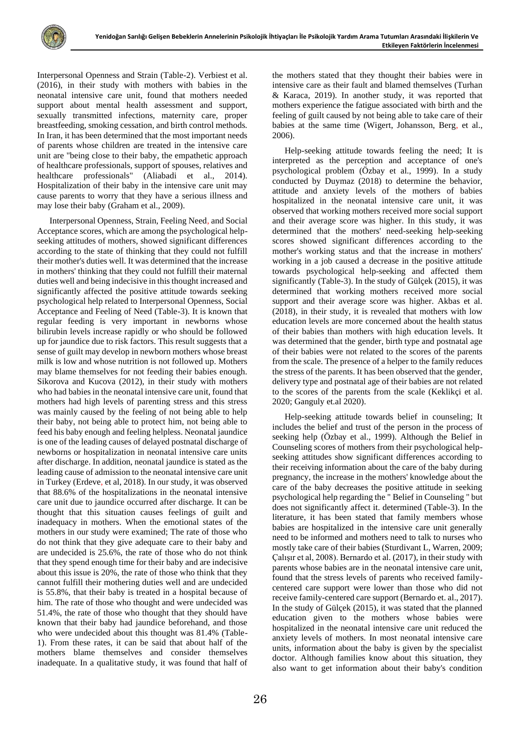Interpersonal Openness and Strain (Table-2). Verbiest et al. (2016), in their study with mothers with babies in the neonatal intensive care unit, found that mothers needed support about mental health assessment and support, sexually transmitted infections, maternity care, proper breastfeeding, smoking cessation, and birth control methods. In Iran, it has been determined that the most important needs of parents whose children are treated in the intensive care unit are "being close to their baby, the empathetic approach of healthcare professionals, support of spouses, relatives and healthcare professionals" (Aliabadi et al., 2014). Hospitalization of their baby in the intensive care unit may cause parents to worry that they have a serious illness and may lose their baby (Graham et al., 2009).

Interpersonal Openness, Strain, Feeling Need, and Social Acceptance scores, which are among the psychological help-seeking attitudes of mothers, showed significant differences according to the state of thinking that they could not fulfill their mother's duties well. It was determined that the increase in mothers' thinking that they could not fulfill their maternal duties well and being indecisive in this thought increased and significantly affected the positive attitude towards seeking psychological help related to Interpersonal Openness, Social Acceptance and Feeling of Need (Table-3). It is known that regular feeding is very important in newborns whose bilirubin levels increase rapidly or who should be followed up for jaundice due to risk factors. This result suggests that a sense of guilt may develop in newborn mothers whose breast milk is low and whose nutrition is not followed up. Mothers may blame themselves for not feeding their babies enough. Sikorova and Kucova (2012), in their study with mothers who had babies in the neonatal intensive care unit, found that mothers had high levels of parenting stress and this stress was mainly caused by the feeling of not being able to help their baby, not being able to protect him, not being able to feed his baby enough and feeling helpless. Neonatal jaundice is one of the leading causes of delayed postnatal discharge of newborns or hospitalization in neonatal intensive care units after discharge. In addition, neonatal jaundice is stated as the leading cause of admission to the neonatal intensive care unit in Turkey (Erdeve, et al, 2018). In our study, it was observed that 88.6% of the hospitalizations in the neonatal intensive care unit due to jaundice occurred after discharge. It can be thought that this situation causes feelings of guilt and inadequacy in mothers. When the emotional states of the mothers in our study were examined; The rate of those who do not think that they give adequate care to their baby and are undecided is 25.6%, the rate of those who do not think that they spend enough time for their baby and are indecisive about this issue is 20%, the rate of those who think that they cannot fulfill their mothering duties well and are undecided is 55.8%, that their baby is treated in a hospital because of him. The rate of those who thought and were undecided was 51.4%, the rate of those who thought that they should have known that their baby had jaundice beforehand, and those who were undecided about this thought was 81.4% (Table-1). From these rates, it can be said that about half of the mothers blame themselves and consider themselves inadequate. In a qualitative study, it was found that half of the mothers stated that they thought their babies were in intensive care as their fault and blamed themselves (Turhan & Karaca, 2019). In another study, it was reported that mothers experience the fatigue associated with birth and the feeling of guilt caused by not being able to take care of their babies at the same time (Wigert, Johansson, Berg, et al., 2006).

Help-seeking attitude towards feeling the need; It is interpreted as the perception and acceptance of one's psychological problem (Özbay et al., 1999). In a study conducted by Duymaz (2018) to determine the behavior, attitude and anxiety levels of the mothers of babies hospitalized in the neonatal intensive care unit, it was observed that working mothers received more social support and their average score was higher. In this study, it was determined that the mothers' need-seeking help-seeking scores showed significant differences according to the mother's working status and that the increase in mothers' working in a job caused a decrease in the positive attitude towards psychological help-seeking and affected them significantly (Table-3). In the study of Gülçek (2015), it was determined that working mothers received more social support and their average score was higher. Akbas et al. (2018), in their study, it is revealed that mothers with low education levels are more concerned about the health status of their babies than mothers with high education levels. It was determined that the gender, birth type and postnatal age of their babies were not related to the scores of the parents from the scale. The presence of a helper to the family reduces the stress of the parents. It has been observed that the gender, delivery type and postnatal age of their babies are not related to the scores of the parents from the scale (Keklikçi et al. 2020; Ganguly et.al 2020).

Help-seeking attitude towards belief in counseling; It includes the belief and trust of the person in the process of seeking help (Özbay et al., 1999). Although the Belief in Counseling scores of mothers from their psychological help-seeking attitudes show significant differences according to their receiving information about the care of the baby during pregnancy, the increase in the mothers' knowledge about the care of the baby decreases the positive attitude in seeking psychological help regarding the " Belief in Counseling " but does not significantly affect it. determined (Table-3). In the literature, it has been stated that family members whose babies are hospitalized in the intensive care unit generally need to be informed and mothers need to talk to nurses who mostly take care of their babies (Sturdivant L, Warren, 2009; Çalışır et al, 2008). Bernardo et al. (2017), in their study with parents whose babies are in the neonatal intensive care unit, found that the stress levels of parents who received family-centered care support were lower than those who did not receive family-centered care support (Bernardo et. al., 2017). In the study of Gülçek (2015), it was stated that the planned education given to the mothers whose babies were hospitalized in the neonatal intensive care unit reduced the anxiety levels of mothers. In most neonatal intensive care units, information about the baby is given by the specialist doctor. Although families know about this situation, they also want to get information about their baby's condition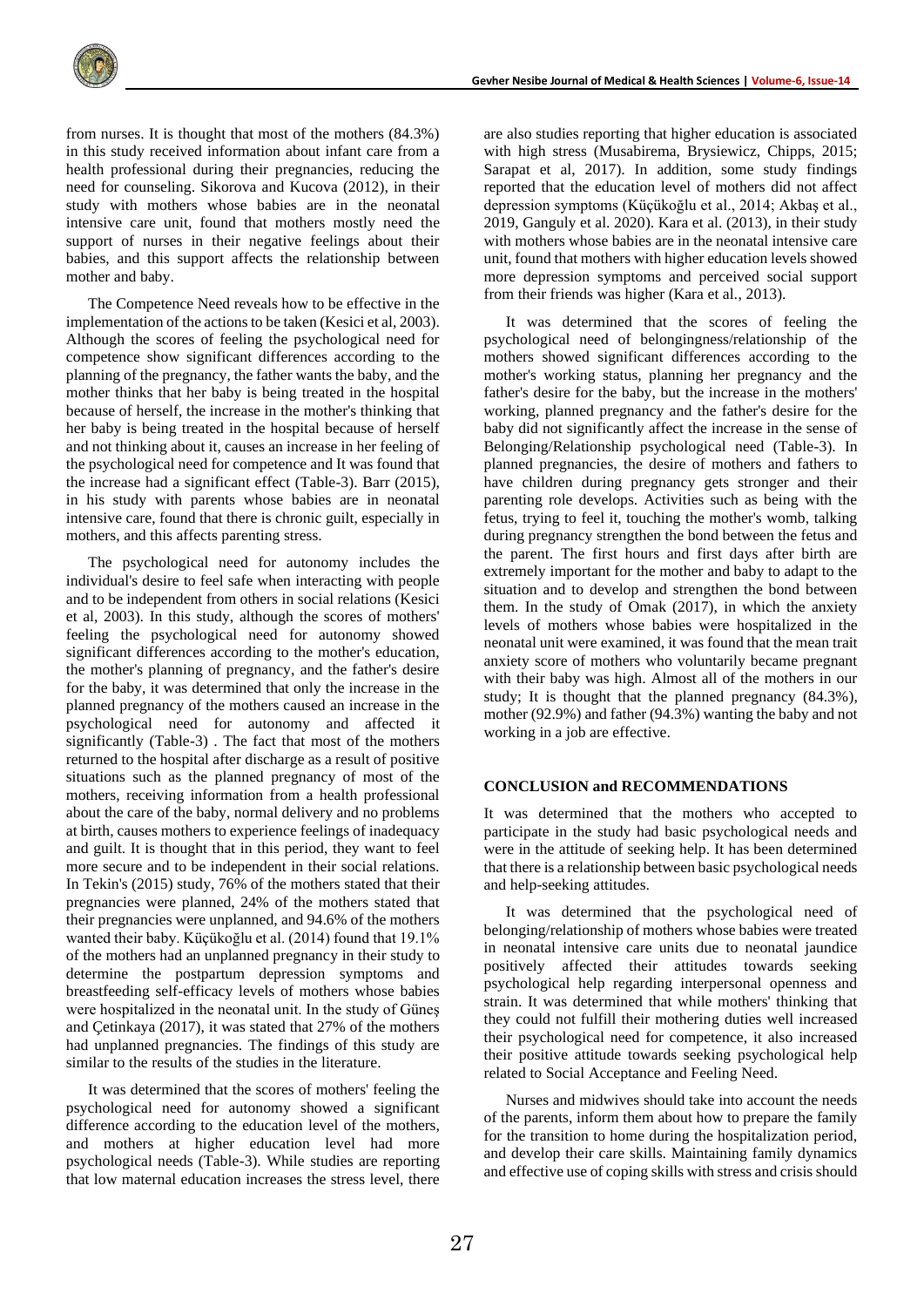from nurses. It is thought that most of the mothers (84.3%) in this study received information about infant care from a health professional during their pregnancies, reducing the need for counseling. Sikorova and Kucova (2012), in their study with mothers whose babies are in the neonatal intensive care unit, found that mothers mostly need the support of nurses in their negative feelings about their babies, and this support affects the relationship between mother and baby.

The Competence Need reveals how to be effective in the implementation of the actions to be taken (Kesici et al, 2003). Although the scores of feeling the psychological need for competence show significant differences according to the planning of the pregnancy, the father wants the baby, and the mother thinks that her baby is being treated in the hospital because of herself, the increase in the mother's thinking that her baby is being treated in the hospital because of herself and not thinking about it, causes an increase in her feeling of the psychological need for competence and It was found that the increase had a significant effect (Table-3). Barr (2015), in his study with parents whose babies are in neonatal intensive care, found that there is chronic guilt, especially in mothers, and this affects parenting stress.

The psychological need for autonomy includes the individual's desire to feel safe when interacting with people and to be independent from others in social relations (Kesici et al, 2003). In this study, although the scores of mothers' feeling the psychological need for autonomy showed significant differences according to the mother's education, the mother's planning of pregnancy, and the father's desire for the baby, it was determined that only the increase in the planned pregnancy of the mothers caused an increase in the psychological need for autonomy and affected it significantly (Table-3) . The fact that most of the mothers returned to the hospital after discharge as a result of positive situations such as the planned pregnancy of most of the mothers, receiving information from a health professional about the care of the baby, normal delivery and no problems at birth, causes mothers to experience feelings of inadequacy and guilt. It is thought that in this period, they want to feel more secure and to be independent in their social relations. In Tekin's (2015) study, 76% of the mothers stated that their pregnancies were planned, 24% of the mothers stated that their pregnancies were unplanned, and 94.6% of the mothers wanted their baby. Küçükoğlu et al. (2014) found that 19.1% of the mothers had an unplanned pregnancy in their study to determine the postpartum depression symptoms and breastfeeding self-efficacy levels of mothers whose babies were hospitalized in the neonatal unit. In the study of Güneş and Çetinkaya (2017), it was stated that 27% of the mothers had unplanned pregnancies. The findings of this study are similar to the results of the studies in the literature.

It was determined that the scores of mothers' feeling the psychological need for autonomy showed a significant difference according to the education level of the mothers, and mothers at higher education level had more psychological needs (Table-3). While studies are reporting that low maternal education increases the stress level, there are also studies reporting that higher education is associated with high stress (Musabirema, Brysiewicz, Chipps, 2015; Sarapat et al, 2017). In addition, some study findings reported that the education level of mothers did not affect depression symptoms (Küçükoğlu et al., 2014; Akbaş et al., 2019, Ganguly et al. 2020). Kara et al. (2013), in their study with mothers whose babies are in the neonatal intensive care unit, found that mothers with higher education levels showed more depression symptoms and perceived social support from their friends was higher (Kara et al., 2013).

It was determined that the scores of feeling the psychological need of belongingness/relationship of the mothers showed significant differences according to the mother's working status, planning her pregnancy and the father's desire for the baby, but the increase in the mothers' working, planned pregnancy and the father's desire for the baby did not significantly affect the increase in the sense of Belonging/Relationship psychological need (Table-3). In planned pregnancies, the desire of mothers and fathers to have children during pregnancy gets stronger and their parenting role develops. Activities such as being with the fetus, trying to feel it, touching the mother's womb, talking during pregnancy strengthen the bond between the fetus and the parent. The first hours and first days after birth are extremely important for the mother and baby to adapt to the situation and to develop and strengthen the bond between them. In the study of Omak (2017), in which the anxiety levels of mothers whose babies were hospitalized in the neonatal unit were examined, it was found that the mean trait anxiety score of mothers who voluntarily became pregnant with their baby was high. Almost all of the mothers in our study; It is thought that the planned pregnancy (84.3%), mother (92.9%) and father (94.3%) wanting the baby and not working in a job are effective.

## CONCLUSION and RECOMMENDATIONS

It was determined that the mothers who accepted to participate in the study had basic psychological needs and were in the attitude of seeking help. It has been determined that there is a relationship between basic psychological needs and help-seeking attitudes.

It was determined that the psychological need of belonging/relationship of mothers whose babies were treated in neonatal intensive care units due to neonatal jaundice positively affected their attitudes towards seeking psychological help regarding interpersonal openness and strain. It was determined that while mothers' thinking that they could not fulfill their mothering duties well increased their psychological need for competence, it also increased their positive attitude towards seeking psychological help related to Social Acceptance and Feeling Need.

Nurses and midwives should take into account the needs of the parents, inform them about how to prepare the family for the transition to home during the hospitalization period, and develop their care skills. Maintaining family dynamics and effective use of coping skills with stress and crisis should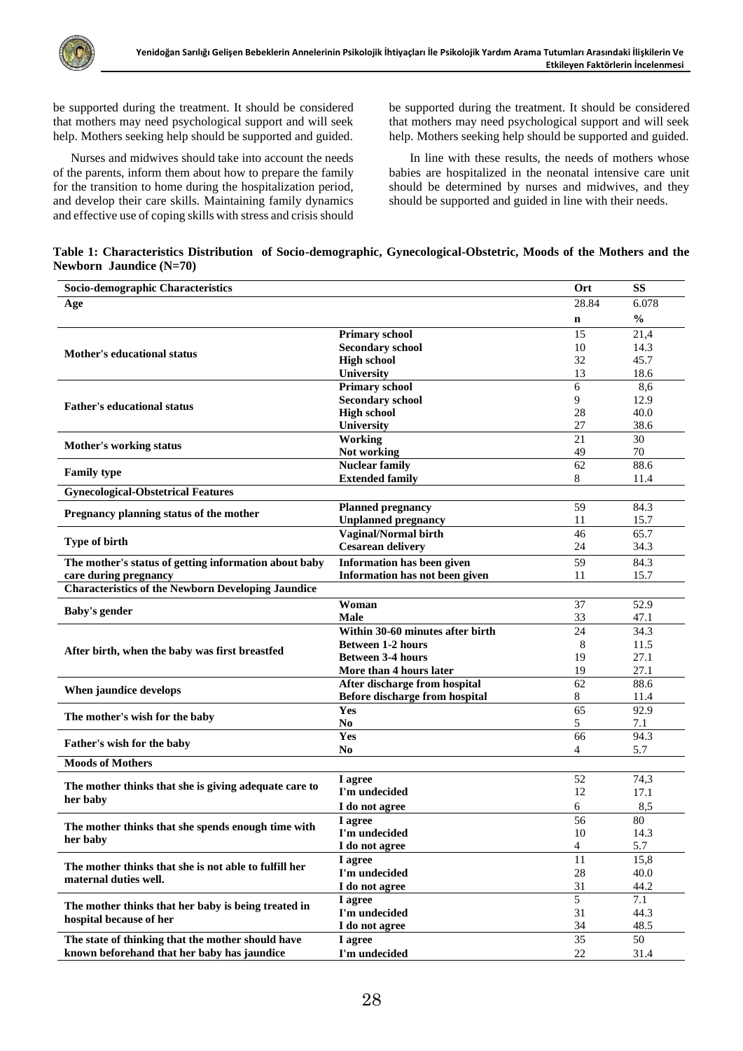be supported during the treatment. It should be considered that mothers may need psychological support and will seek help. Mothers seeking help should be supported and guided.

Nurses and midwives should take into account the needs of the parents, inform them about how to prepare the family for the transition to home during the hospitalization period, and develop their care skills. Maintaining family dynamics and effective use of coping skills with stress and crisis should be supported during the treatment. It should be considered that mothers may need psychological support and will seek help. Mothers seeking help should be supported and guided.

In line with these results, the needs of mothers whose babies are hospitalized in the neonatal intensive care unit should be determined by nurses and midwives, and they should be supported and guided in line with their needs.

**Table 1: Characteristics Distribution of Socio-demographic, Gynecological-Obstetric, Moods of the Mothers and the Newborn Jaundice (N=70)**

| **Socio-demographic Characteristics** | | **Ort** | **SS** |
|---|---|---|---|
| **Age** | | 28.84 | 6.078 |
| | | **n** | **%** |
| **Mother's educational status** | **Primary school** | 15 | 21,4 |
| | **Secondary school** | 10 | 14.3 |
| | **High school** | 32 | 45.7 |
| | **University** | 13 | 18.6 |
| **Father's educational status** | **Primary school** | 6 | 8,6 |
| | **Secondary school** | 9 | 12.9 |
| | **High school** | 28 | 40.0 |
| | **University** | 27 | 38.6 |
| **Mother's working status** | **Working** | 21 | 30 |
| | **Not working** | 49 | 70 |
| **Family type** | **Nuclear family** | 62 | 88.6 |
| | **Extended family** | 8 | 11.4 |
| **Gynecological-Obstetrical Features** | | | |
| **Pregnancy planning status of the mother** | **Planned pregnancy** | 59 | 84.3 |
| | **Unplanned pregnancy** | 11 | 15.7 |
| **Type of birth** | **Vaginal/Normal birth** | 46 | 65.7 |
| | **Cesarean delivery** | 24 | 34.3 |
| **The mother's status of getting information about baby care during pregnancy** | **Information has been given** | 59 | 84.3 |
| | **Information has not been given** | 11 | 15.7 |
| **Characteristics of the Newborn Developing Jaundice** | | | |
| **Baby's gender** | **Woman** | 37 | 52.9 |
| | **Male** | 33 | 47.1 |
| **After birth, when the baby was first breastfed** | **Within 30-60 minutes after birth** | 24 | 34.3 |
| | **Between 1-2 hours** | 8 | 11.5 |
| | **Between 3-4 hours** | 19 | 27.1 |
| | **More than 4 hours later** | 19 | 27.1 |
| **When jaundice develops** | **After discharge from hospital** | 62 | 88.6 |
| | **Before discharge from hospital** | 8 | 11.4 |
| **The mother's wish for the baby** | **Yes** | 65 | 92.9 |
| | **No** | 5 | 7.1 |
| **Father's wish for the baby** | **Yes** | 66 | 94.3 |
| | **No** | 4 | 5.7 |
| **Moods of Mothers** | | | |
| **The mother thinks that she is giving adequate care to her baby** | **I agree** | 52 | 74,3 |
| | **I'm undecided** | 12 | 17.1 |
| | **I do not agree** | 6 | 8,5 |
| **The mother thinks that she spends enough time with her baby** | **I agree** | 56 | 80 |
| | **I'm undecided** | 10 | 14.3 |
| | **I do not agree** | 4 | 5.7 |
| **The mother thinks that she is not able to fulfill her maternal duties well.** | **I agree** | 11 | 15,8 |
| | **I'm undecided** | 28 | 40.0 |
| | **I do not agree** | 31 | 44.2 |
| **The mother thinks that her baby is being treated in hospital because of her** | **I agree** | 5 | 7.1 |
| | **I'm undecided** | 31 | 44.3 |
| | **I do not agree** | 34 | 48.5 |
| **The state of thinking that the mother should have known beforehand that her baby has jaundice** | **I agree** | 35 | 50 |
| | **I'm undecided** | 22 | 31.4 |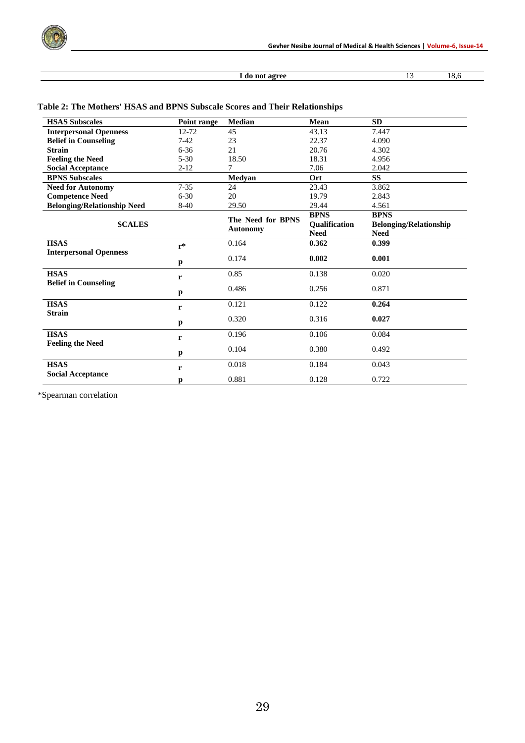| | | |
|---|---|---|
| **I do not agree** | 13 | 18,6 |

**Table 2: The Mothers' HSAS and BPNS Subscale Scores and Their Relationships**

| **HSAS Subscales** | **Point range** | **Median** | **Mean** | **SD** |
|---|---|---|---|---|
| **Interpersonal Openness** | 12-72 | 45 | 43.13 | 7.447 |
| **Belief in Counseling** | 7-42 | 23 | 22.37 | 4.090 |
| **Strain** | 6-36 | 21 | 20.76 | 4.302 |
| **Feeling the Need** | 5-30 | 18.50 | 18.31 | 4.956 |
| **Social Acceptance** | 2-12 | 7 | 7.06 | 2.042 |
| **BPNS Subscales** | | **Medyan** | **Ort** | **SS** |
| **Need for Autonomy** | 7-35 | 24 | 23.43 | 3.862 |
| **Competence Need** | 6-30 | 20 | 19.79 | 2.843 |
| **Belonging/Relationship Need** | 8-40 | 29.50 | 29.44 | 4.561 |
| **SCALES** | | **The Need for BPNS Autonomy** | **BPNS Qualification Need** | **BPNS Belonging/Relationship Need** |
| **HSAS Interpersonal Openness** | r* | 0.164 | **0.362** | **0.399** |
| | p | 0.174 | **0.002** | **0.001** |
| **HSAS Belief in Counseling** | r | 0.85 | 0.138 | 0.020 |
| | p | 0.486 | 0.256 | 0.871 |
| **HSAS Strain** | r | 0.121 | 0.122 | **0.264** |
| | p | 0.320 | 0.316 | **0.027** |
| **HSAS Feeling the Need** | r | 0.196 | 0.106 | 0.084 |
| | p | 0.104 | 0.380 | 0.492 |
| **HSAS Social Acceptance** | r | 0.018 | 0.184 | 0.043 |
| | p | 0.881 | 0.128 | 0.722 |

*Spearman correlation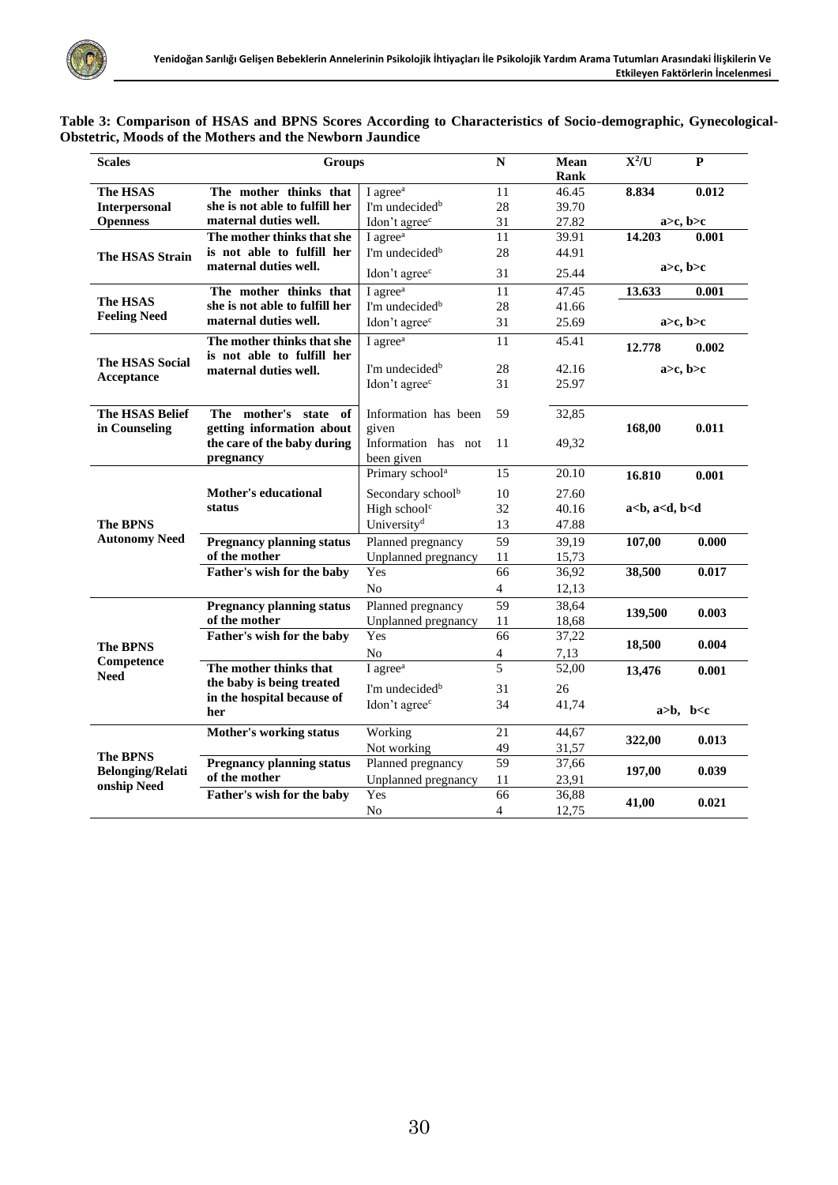**Table 3: Comparison of HSAS and BPNS Scores According to Characteristics of Socio-demographic, Gynecological-Obstetric, Moods of the Mothers and the Newborn Jaundice**

| Scales | Groups | | N | Mean Rank | $X^2$/U | P |
|---|---|---|---|---|---|---|
| **The HSAS Interpersonal Openness** | **The mother thinks that she is not able to fulfill her maternal duties well.** | I agree[a] | 11 | 46.45 | **8.834** | **0.012** |
| | | I'm undecided[b] | 28 | 39.70 | | |
| | | Idon't agree[c] | 31 | 27.82 | **a>c, b>c** | |
| **The HSAS Strain** | **The mother thinks that she is not able to fulfill her maternal duties well.** | I agree[a] | 11 | 39.91 | **14.203** | **0.001** |
| | | I'm undecided[b] | 28 | 44.91 | | |
| | | Idon't agree[c] | 31 | 25.44 | **a>c, b>c** | |
| **The HSAS Feeling Need** | **The mother thinks that she is not able to fulfill her maternal duties well.** | I agree[a] | 11 | 47.45 | **13.633** | **0.001** |
| | | I'm undecided[b] | 28 | 41.66 | | |
| | | Idon't agree[c] | 31 | 25.69 | **a>c, b>c** | |
| **The HSAS Social Acceptance** | **The mother thinks that she is not able to fulfill her maternal duties well.** | I agree[a] | 11 | 45.41 | **12.778** | **0.002** |
| | | I'm undecided[b] | 28 | 42.16 | **a>c, b>c** | |
| | | Idon't agree[c] | 31 | 25.97 | | |
| **The HSAS Belief in Counseling** | **The mother's state of getting information about the care of the baby during pregnancy** | Information has been given | 59 | 32,85 | **168,00** | **0.011** |
| | | Information has not been given | 11 | 49,32 | | |
| **The BPNS Autonomy Need** | **Mother's educational status** | Primary school[a] | 15 | 20.10 | **16.810** | **0.001** |
| | | Secondary school[b] | 10 | 27.60 | | |
| | | High school[c] | 32 | 40.16 | **a<b, a<d, b<d** | |
| | | University[d] | 13 | 47.88 | | |
| | **Pregnancy planning status of the mother** | Planned pregnancy | 59 | 39,19 | **107,00** | **0.000** |
| | | Unplanned pregnancy | 11 | 15,73 | | |
| | **Father's wish for the baby** | Yes | 66 | 36,92 | **38,500** | **0.017** |
| | | No | 4 | 12,13 | | |
| **The BPNS Competence Need** | **Pregnancy planning status of the mother** | Planned pregnancy | 59 | 38,64 | **139,500** | **0.003** |
| | | Unplanned pregnancy | 11 | 18,68 | | |
| | **Father's wish for the baby** | Yes | 66 | 37,22 | **18,500** | **0.004** |
| | | No | 4 | 7,13 | | |
| | **The mother thinks that the baby is being treated in the hospital because of her** | I agree[a] | 5 | 52,00 | **13,476** | **0.001** |
| | | I'm undecided[b] | 31 | 26 | | |
| | | Idon't agree[c] | 34 | 41,74 | **a>b, b<c** | |
| **The BPNS Belonging/Relationship Need** | **Mother's working status** | Working | 21 | 44,67 | **322,00** | **0.013** |
| | | Not working | 49 | 31,57 | | |
| | **Pregnancy planning status of the mother** | Planned pregnancy | 59 | 37,66 | **197,00** | **0.039** |
| | | Unplanned pregnancy | 11 | 23,91 | | |
| | **Father's wish for the baby** | Yes | 66 | 36,88 | **41,00** | **0.021** |
| | | No | 4 | 12,75 | | |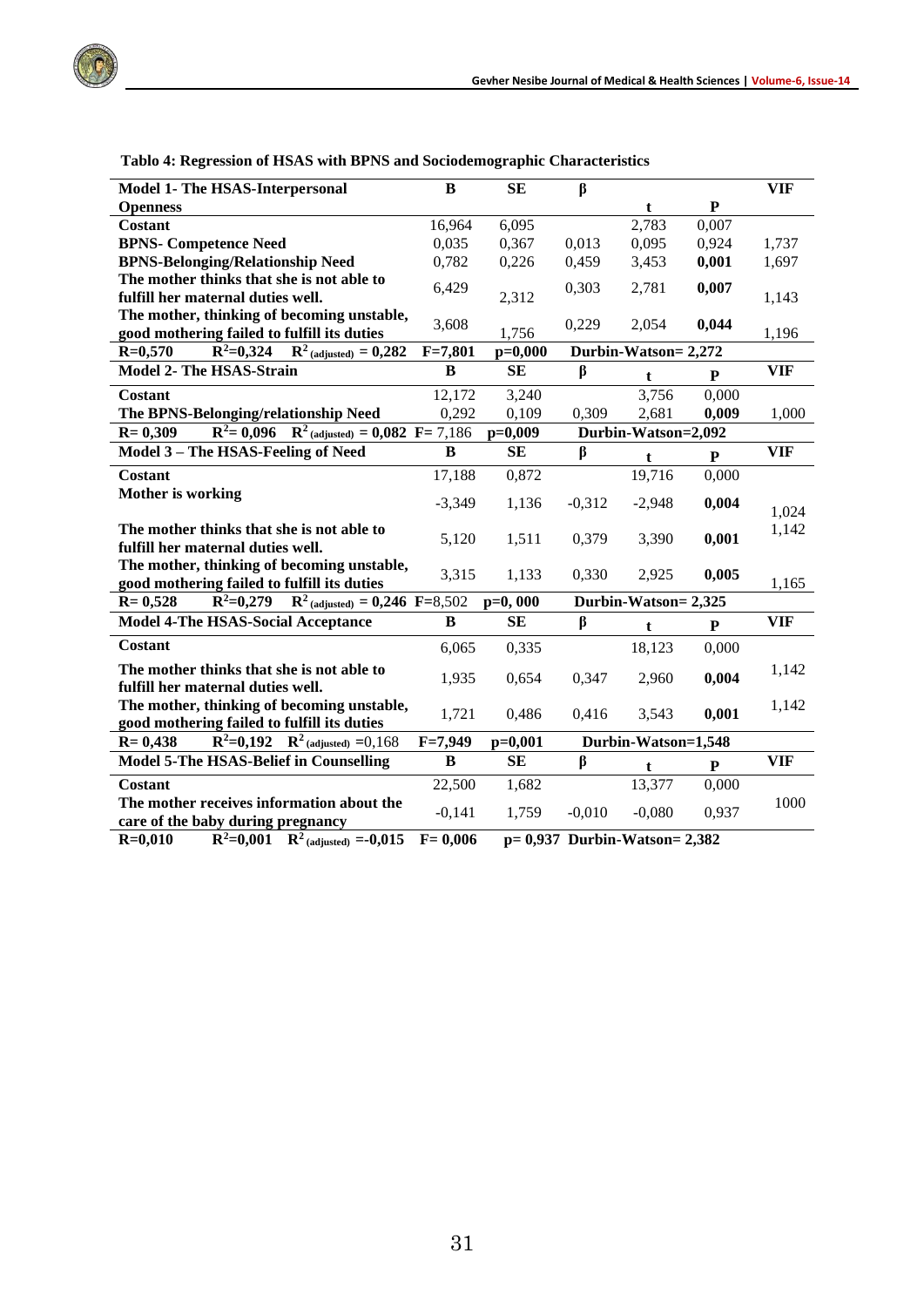**Tablo 4: Regression of HSAS with BPNS and Sociodemographic Characteristics**

| Model 1- The HSAS-Interpersonal Openness | B | SE | β | t | P | VIF |
|---|---|---|---|---|---|---|
| **Costant** | 16,964 | 6,095 | | 2,783 | 0,007 | |
| **BPNS- Competence Need** | 0,035 | 0,367 | 0,013 | 0,095 | 0,924 | 1,737 |
| **BPNS-Belonging/Relationship Need** | 0,782 | 0,226 | 0,459 | 3,453 | **0,001** | 1,697 |
| **The mother thinks that she is not able to fulfill her maternal duties well.** | 6,429 | 2,312 | 0,303 | 2,781 | **0,007** | 1,143 |
| **The mother, thinking of becoming unstable, good mothering failed to fulfill its duties** | 3,608 | 1,756 | 0,229 | 2,054 | **0,044** | 1,196 |
| **R=0,570 $R^2$=0,324 $R^2_{(adjusted)}$ = 0,282** | **F=7,801** | **p=0,000** | **Durbin-Watson= 2,272** | | | |
| **Model 2- The HSAS-Strain** | **B** | **SE** | **β** | **t** | **P** | **VIF** |
| **Costant** | 12,172 | 3,240 | | 3,756 | 0,000 | |
| **The BPNS-Belonging/relationship Need** | 0,292 | 0,109 | 0,309 | 2,681 | **0,009** | 1,000 |
| **R= 0,309 $R^2$= 0,096 $R^2_{(adjusted)}$ = 0,082** | **F=** 7,186 | **p=0,009** | **Durbin-Watson=2,092** | | | |
| **Model 3 – The HSAS-Feeling of Need** | **B** | **SE** | **β** | **t** | **P** | **VIF** |
| **Costant** | 17,188 | 0,872 | | 19,716 | 0,000 | |
| **Mother is working** | -3,349 | 1,136 | -0,312 | -2,948 | **0,004** | 1,024 |
| **The mother thinks that she is not able to fulfill her maternal duties well.** | 5,120 | 1,511 | 0,379 | 3,390 | **0,001** | 1,142 |
| **The mother, thinking of becoming unstable, good mothering failed to fulfill its duties** | 3,315 | 1,133 | 0,330 | 2,925 | **0,005** | 1,165 |
| **R= 0,528 $R^2$=0,279 $R^2_{(adjusted)}$ = 0,246** | **F=**8,502 | **p=0, 000** | **Durbin-Watson= 2,325** | | | |
| **Model 4-The HSAS-Social Acceptance** | **B** | **SE** | **β** | **t** | **P** | **VIF** |
| **Costant** | 6,065 | 0,335 | | 18,123 | 0,000 | |
| **The mother thinks that she is not able to fulfill her maternal duties well.** | 1,935 | 0,654 | 0,347 | 2,960 | **0,004** | 1,142 |
| **The mother, thinking of becoming unstable, good mothering failed to fulfill its duties** | 1,721 | 0,486 | 0,416 | 3,543 | **0,001** | 1,142 |
| **R= 0,438 $R^2$=0,192 $R^2_{(adjusted)}$ =**0,168 | **F=7,949** | **p=0,001** | **Durbin-Watson=1,548** | | | |
| **Model 5-The HSAS-Belief in Counselling** | **B** | **SE** | **β** | **t** | **P** | **VIF** |
| **Costant** | 22,500 | 1,682 | | 13,377 | 0,000 | |
| **The mother receives information about the care of the baby during pregnancy** | -0,141 | 1,759 | -0,010 | -0,080 | 0,937 | 1000 |
| **R=0,010 $R^2$=0,001 $R^2_{(adjusted)}$ =-0,015** | **F= 0,006** | **p= 0,937** | **Durbin-Watson= 2,382** | | | |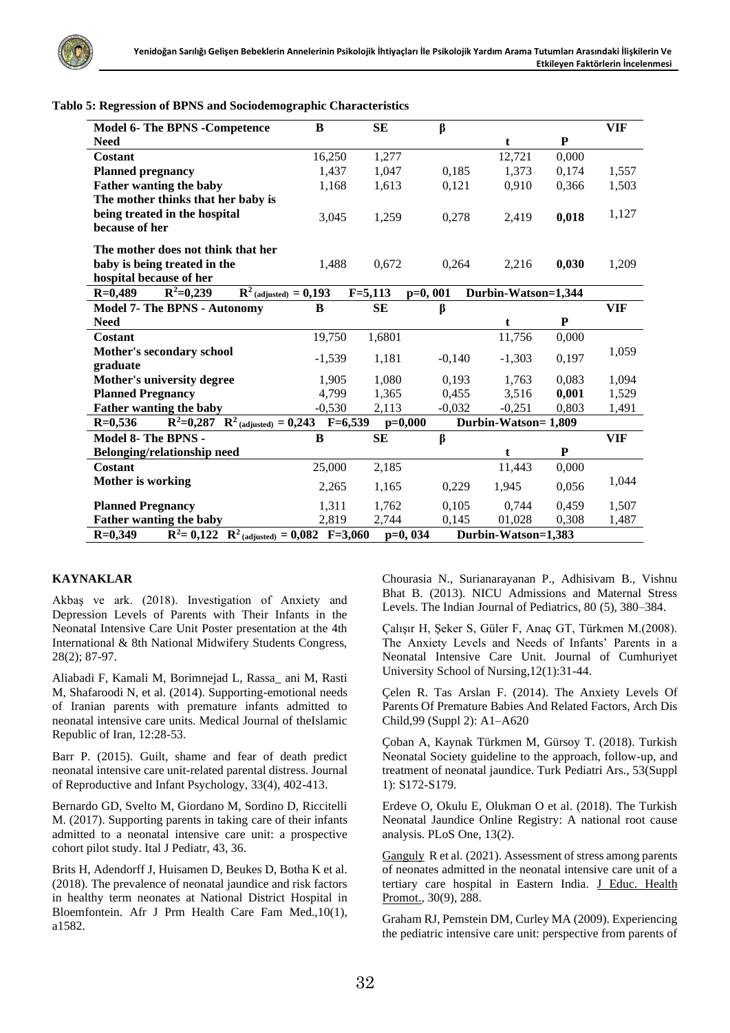**Tablo 5: Regression of BPNS and Sociodemographic Characteristics**

| Model 6- The BPNS -Competence Need | B | SE | β | t | P | VIF |
|---|---|---|---|---|---|---|
| Costant | 16,250 | 1,277 | | 12,721 | 0,000 | |
| Planned pregnancy | 1,437 | 1,047 | 0,185 | 1,373 | 0,174 | 1,557 |
| Father wanting the baby | 1,168 | 1,613 | 0,121 | 0,910 | 0,366 | 1,503 |
| The mother thinks that her baby is being treated in the hospital because of her | 3,045 | 1,259 | 0,278 | 2,419 | **0,018** | 1,127 |
| The mother does not think that her baby is being treated in the hospital because of her | 1,488 | 0,672 | 0,264 | 2,216 | **0,030** | 1,209 |
| $R=0{,}489$ $R^2=0{,}239$ $R^2_{(adjusted)}=0{,}193$ | $F=5{,}113$ | $p=0{,}001$ | Durbin-Watson=1,344 | | | |
| **Model 7- The BPNS - Autonomy Need** | **B** | **SE** | **β** | **t** | **P** | **VIF** |
| Costant | 19,750 | 1,6801 | | 11,756 | 0,000 | |
| Mother's secondary school graduate | -1,539 | 1,181 | -0,140 | -1,303 | 0,197 | 1,059 |
| Mother's university degree | 1,905 | 1,080 | 0,193 | 1,763 | 0,083 | 1,094 |
| Planned Pregnancy | 4,799 | 1,365 | 0,455 | 3,516 | **0,001** | 1,529 |
| Father wanting the baby | -0,530 | 2,113 | -0,032 | -0,251 | 0,803 | 1,491 |
| $R=0{,}536$ $R^2=0{,}287$ $R^2_{(adjusted)}=0{,}243$ | $F=6{,}539$ | $p=0{,}000$ | Durbin-Watson= 1,809 | | | |
| **Model 8- The BPNS - Belonging/relationship need** | **B** | **SE** | **β** | **t** | **P** | **VIF** |
| Costant | 25,000 | 2,185 | | 11,443 | 0,000 | |
| Mother is working | 2,265 | 1,165 | 0,229 | 1,945 | 0,056 | 1,044 |
| Planned Pregnancy | 1,311 | 1,762 | 0,105 | 0,744 | 0,459 | 1,507 |
| Father wanting the baby | 2,819 | 2,744 | 0,145 | 01,028 | 0,308 | 1,487 |
| $R=0{,}349$ $R^2=0{,}122$ $R^2_{(adjusted)}=0{,}082$ | $F=3{,}060$ | $p=0{,}034$ | Durbin-Watson=1,383 | | | |

## KAYNAKLAR

Akbaş ve ark. (2018). Investigation of Anxiety and Depression Levels of Parents with Their Infants in the Neonatal Intensive Care Unit Poster presentation at the 4th International & 8th National Midwifery Students Congress, 28(2); 87-97.

Aliabadi F, Kamali M, Borimnejad L, Rassa_ ani M, Rasti M, Shafaroodi N, et al. (2014). Supporting-emotional needs of Iranian parents with premature infants admitted to neonatal intensive care units. Medical Journal of theIslamic Republic of Iran, 12:28-53.

Barr P. (2015). Guilt, shame and fear of death predict neonatal intensive care unit-related parental distress. Journal of Reproductive and Infant Psychology, 33(4), 402-413.

Bernardo GD, Svelto M, Giordano M, Sordino D, Riccitelli M. (2017). Supporting parents in taking care of their infants admitted to a neonatal intensive care unit: a prospective cohort pilot study. Ital J Pediatr, 43, 36.

Brits H, Adendorff J, Huisamen D, Beukes D, Botha K et al. (2018). The prevalence of neonatal jaundice and risk factors in healthy term neonates at National District Hospital in Bloemfontein. Afr J Prm Health Care Fam Med.,10(1), a1582.

Chourasia N., Surianarayanan P., Adhisivam B., Vishnu Bhat B. (2013). NICU Admissions and Maternal Stress Levels. The Indian Journal of Pediatrics, 80 (5), 380–384.

Çalışır H, Şeker S, Güler F, Anaç GT, Türkmen M.(2008). The Anxiety Levels and Needs of Infants' Parents in a Neonatal Intensive Care Unit. Journal of Cumhuriyet University School of Nursing,12(1):31-44.

Çelen R. Tas Arslan F. (2014). The Anxiety Levels Of Parents Of Premature Babies And Related Factors, Arch Dis Child,99 (Suppl 2): A1–A620

Çoban A, Kaynak Türkmen M, Gürsoy T. (2018). Turkish Neonatal Society guideline to the approach, follow-up, and treatment of neonatal jaundice. Turk Pediatri Ars., 53(Suppl 1): S172-S179.

Erdeve O, Okulu E, Olukman O et al. (2018). The Turkish Neonatal Jaundice Online Registry: A national root cause analysis. PLoS One, 13(2).

Ganguly R et al. (2021). Assessment of stress among parents of neonates admitted in the neonatal intensive care unit of a tertiary care hospital in Eastern India. J Educ. Health Promot., 30(9), 288.

Graham RJ, Pemstein DM, Curley MA (2009). Experiencing the pediatric intensive care unit: perspective from parents of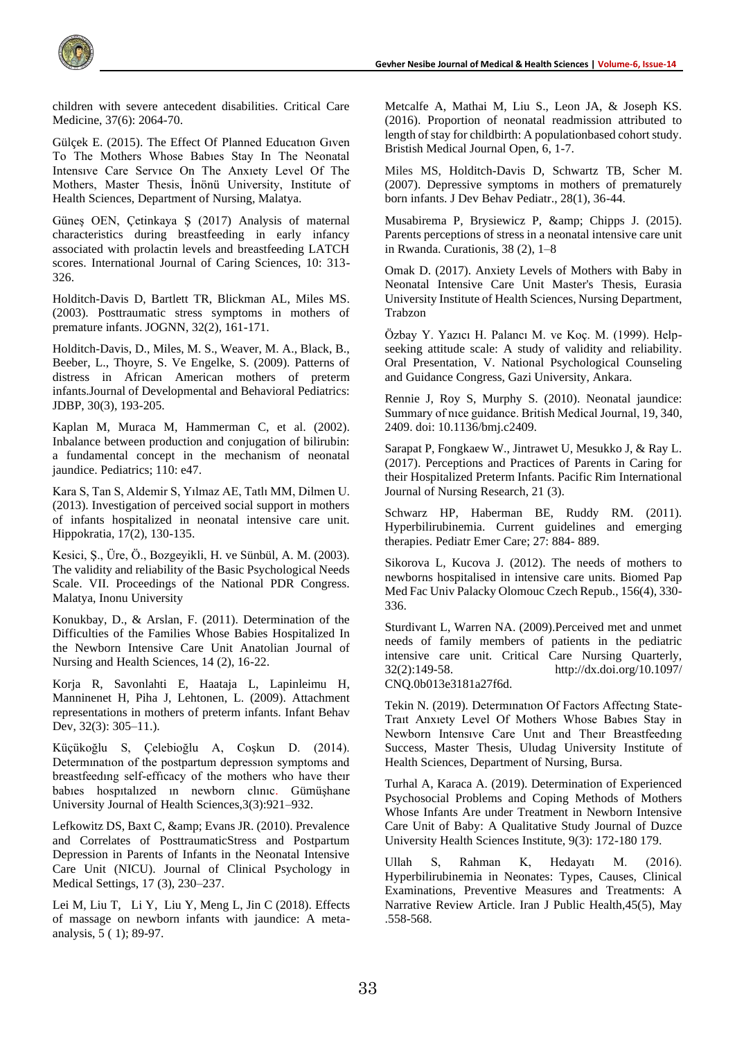children with severe antecedent disabilities. Critical Care Medicine, 37(6): 2064-70.

Gülçek E. (2015). The Effect Of Planned Educatıon Gıven To The Mothers Whose Babıes Stay In The Neonatal Intensıve Care Servıce On The Anxıety Level Of The Mothers, Master Thesis, İnönü University, Institute of Health Sciences, Department of Nursing, Malatya.

Güneş OEN, Çetinkaya Ş (2017) Analysis of maternal characteristics during breastfeeding in early infancy associated with prolactin levels and breastfeeding LATCH scores. International Journal of Caring Sciences, 10: 313-326.

Holditch-Davis D, Bartlett TR, Blickman AL, Miles MS. (2003). Posttraumatic stress symptoms in mothers of premature infants. JOGNN, 32(2), 161-171.

Holditch-Davis, D., Miles, M. S., Weaver, M. A., Black, B., Beeber, L., Thoyre, S. Ve Engelke, S. (2009). Patterns of distress in African American mothers of preterm infants.Journal of Developmental and Behavioral Pediatrics: JDBP, 30(3), 193-205.

Kaplan M, Muraca M, Hammerman C, et al. (2002). Inbalance between production and conjugation of bilirubin: a fundamental concept in the mechanism of neonatal jaundice. Pediatrics; 110: e47.

Kara S, Tan S, Aldemir S, Yılmaz AE, Tatlı MM, Dilmen U. (2013). Investigation of perceived social support in mothers of infants hospitalized in neonatal intensive care unit. Hippokratia, 17(2), 130-135.

Kesici, Ş., Üre, Ö., Bozgeyikli, H. ve Sünbül, A. M. (2003). The validity and reliability of the Basic Psychological Needs Scale. VII. Proceedings of the National PDR Congress. Malatya, Inonu University

Konukbay, D., & Arslan, F. (2011). Determination of the Difficulties of the Families Whose Babies Hospitalized In the Newborn Intensive Care Unit Anatolian Journal of Nursing and Health Sciences, 14 (2), 16-22.

Korja R, Savonlahti E, Haataja L, Lapinleimu H, Manninenet H, Piha J, Lehtonen, L. (2009). Attachment representations in mothers of preterm infants. Infant Behav Dev, 32(3): 305–11.).

Küçükoğlu S, Çelebioğlu A, Coşkun D. (2014). Determınatıon of the postpartum depressıon symptoms and breastfeedıng self-effıcacy of the mothers who have theır babıes hospıtalızed ın newborn clınıc. Gümüşhane University Journal of Health Sciences,3(3):921–932.

Lefkowitz DS, Baxt C, &amp; Evans JR. (2010). Prevalence and Correlates of PosttraumaticStress and Postpartum Depression in Parents of Infants in the Neonatal Intensive Care Unit (NICU). Journal of Clinical Psychology in Medical Settings, 17 (3), 230–237.

Lei M, Liu T, Li Y, Liu Y, Meng L, Jin C (2018). Effects of massage on newborn infants with jaundice: A meta-analysis, 5 ( 1); 89-97.

Metcalfe A, Mathai M, Liu S., Leon JA, & Joseph KS. (2016). Proportion of neonatal readmission attributed to length of stay for childbirth: A populationbased cohort study. Bristish Medical Journal Open, 6, 1-7.

Miles MS, Holditch-Davis D, Schwartz TB, Scher M. (2007). Depressive symptoms in mothers of prematurely born infants. J Dev Behav Pediatr., 28(1), 36-44.

Musabirema P, Brysiewicz P, &amp; Chipps J. (2015). Parents perceptions of stress in a neonatal intensive care unit in Rwanda. Curationis, 38 (2), 1–8

Omak D. (2017). Anxiety Levels of Mothers with Baby in Neonatal Intensive Care Unit Master's Thesis, Eurasia University Institute of Health Sciences, Nursing Department, Trabzon

Özbay Y. Yazıcı H. Palancı M. ve Koç. M. (1999). Help-seeking attitude scale: A study of validity and reliability. Oral Presentation, V. National Psychological Counseling and Guidance Congress, Gazi University, Ankara.

Rennie J, Roy S, Murphy S. (2010). Neonatal jaundice: Summary of nıce guidance. British Medical Journal, 19, 340, 2409. doi: 10.1136/bmj.c2409.

Sarapat P, Fongkaew W., Jintrawet U, Mesukko J, & Ray L. (2017). Perceptions and Practices of Parents in Caring for their Hospitalized Preterm Infants. Pacific Rim International Journal of Nursing Research, 21 (3).

Schwarz HP, Haberman BE, Ruddy RM. (2011). Hyperbilirubinemia. Current guidelines and emerging therapies. Pediatr Emer Care; 27: 884- 889.

Sikorova L, Kucova J. (2012). The needs of mothers to newborns hospitalised in intensive care units. Biomed Pap Med Fac Univ Palacky Olomouc Czech Repub., 156(4), 330-336.

Sturdivant L, Warren NA. (2009).Perceived met and unmet needs of family members of patients in the pediatric intensive care unit. Critical Care Nursing Quarterly, 32(2):149-58. http://dx.doi.org/10.1097/CNQ.0b013e3181a27f6d.

Tekin N. (2019). Determınatıon Of Factors Affectıng State-Traıt Anxıety Level Of Mothers Whose Babıes Stay in Newborn Intensıve Care Unıt and Theır Breastfeedıng Success, Master Thesis, Uludag University Institute of Health Sciences, Department of Nursing, Bursa.

Turhal A, Karaca A. (2019). Determination of Experienced Psychosocial Problems and Coping Methods of Mothers Whose Infants Are under Treatment in Newborn Intensive Care Unit of Baby: A Qualitative Study Journal of Duzce University Health Sciences Institute, 9(3): 172-180 179.

Ullah S, Rahman K, Hedayatı M. (2016). Hyperbilirubinemia in Neonates: Types, Causes, Clinical Examinations, Preventive Measures and Treatments: A Narrative Review Article. Iran J Public Health,45(5), May .558-568.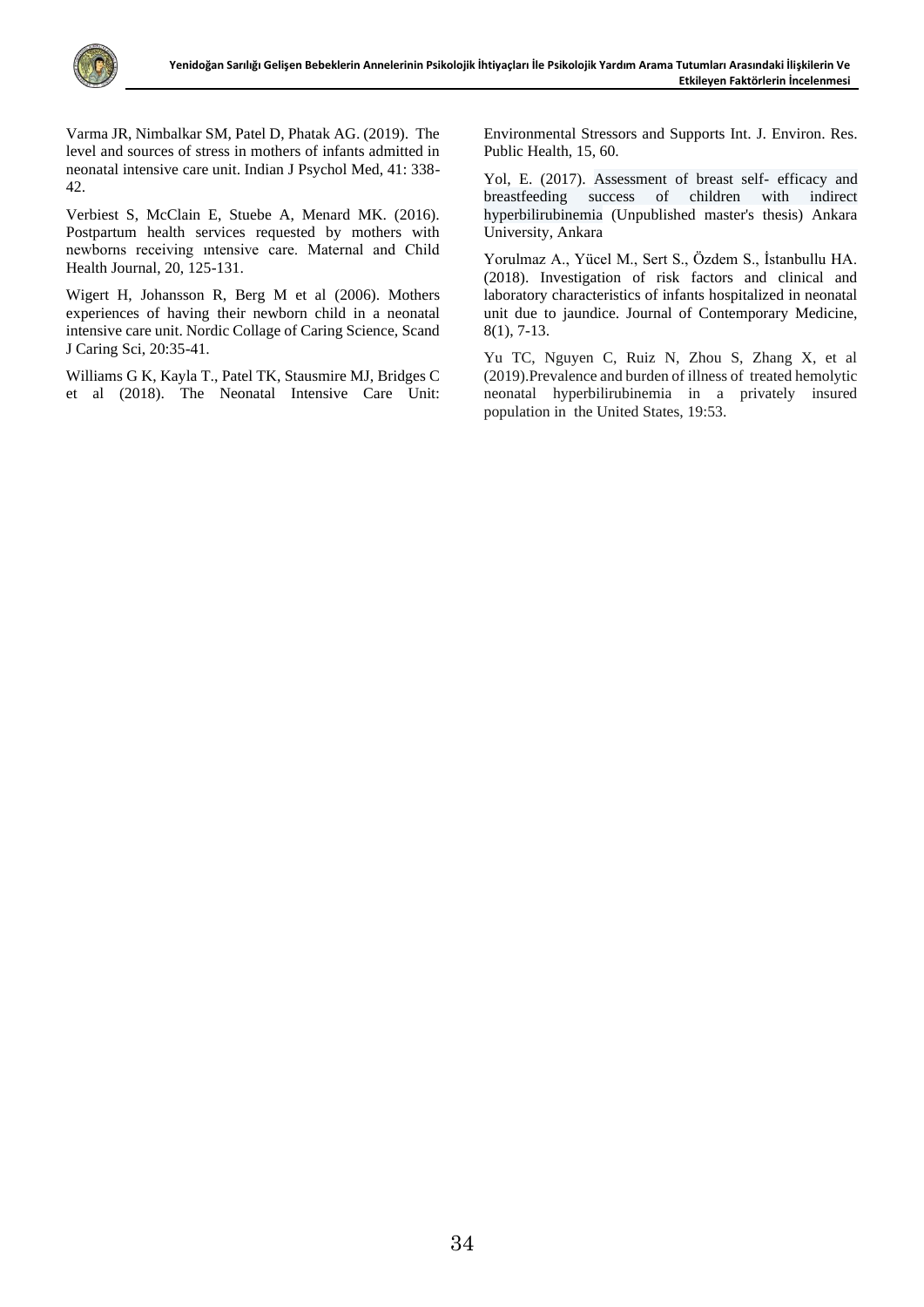Varma JR, Nimbalkar SM, Patel D, Phatak AG. (2019). The level and sources of stress in mothers of infants admitted in neonatal intensive care unit. Indian J Psychol Med, 41: 338-42.

Verbiest S, McClain E, Stuebe A, Menard MK. (2016). Postpartum health services requested by mothers with newborns receiving ıntensive care. Maternal and Child Health Journal, 20, 125-131.

Wigert H, Johansson R, Berg M et al (2006). Mothers experiences of having their newborn child in a neonatal intensive care unit. Nordic Collage of Caring Science, Scand J Caring Sci, 20:35-41.

Williams G K, Kayla T., Patel TK, Stausmire MJ, Bridges C et al (2018). The Neonatal Intensive Care Unit: Environmental Stressors and Supports Int. J. Environ. Res. Public Health, 15, 60.

Yol, E. (2017). Assessment of breast self- efficacy and breastfeeding success of children with indirect hyperbilirubinemia (Unpublished master's thesis) Ankara University, Ankara

Yorulmaz A., Yücel M., Sert S., Özdem S., İstanbullu HA. (2018). Investigation of risk factors and clinical and laboratory characteristics of infants hospitalized in neonatal unit due to jaundice. Journal of Contemporary Medicine, 8(1), 7-13.

Yu TC, Nguyen C, Ruiz N, Zhou S, Zhang X, et al (2019).Prevalence and burden of illness of treated hemolytic neonatal hyperbilirubinemia in a privately insured population in the United States, 19:53.